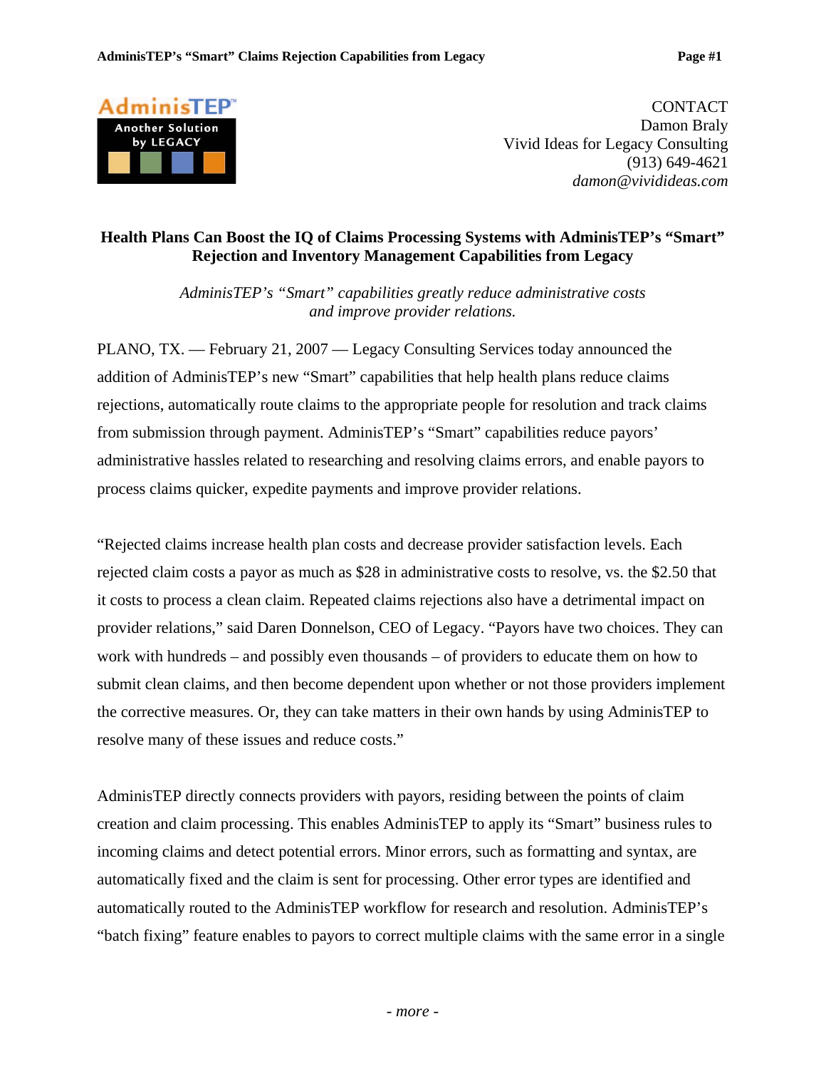CONTACT
Damon Braly
Vivid Ideas for Legacy Consulting
(913) 649-4621
*damon@vividideas.com*

## Health Plans Can Boost the IQ of Claims Processing Systems with AdminisTEP's "Smart" Rejection and Inventory Management Capabilities from Legacy

*AdminisTEP's "Smart" capabilities greatly reduce administrative costs and improve provider relations.*

PLANO, TX. — February 21, 2007 — Legacy Consulting Services today announced the addition of AdminisTEP's new "Smart" capabilities that help health plans reduce claims rejections, automatically route claims to the appropriate people for resolution and track claims from submission through payment. AdminisTEP's "Smart" capabilities reduce payors' administrative hassles related to researching and resolving claims errors, and enable payors to process claims quicker, expedite payments and improve provider relations.

"Rejected claims increase health plan costs and decrease provider satisfaction levels. Each rejected claim costs a payor as much as $28 in administrative costs to resolve, vs. the $2.50 that it costs to process a clean claim. Repeated claims rejections also have a detrimental impact on provider relations," said Daren Donnelson, CEO of Legacy. "Payors have two choices. They can work with hundreds – and possibly even thousands – of providers to educate them on how to submit clean claims, and then become dependent upon whether or not those providers implement the corrective measures. Or, they can take matters in their own hands by using AdminisTEP to resolve many of these issues and reduce costs."

AdminisTEP directly connects providers with payors, residing between the points of claim creation and claim processing. This enables AdminisTEP to apply its "Smart" business rules to incoming claims and detect potential errors. Minor errors, such as formatting and syntax, are automatically fixed and the claim is sent for processing. Other error types are identified and automatically routed to the AdminisTEP workflow for research and resolution. AdminisTEP's "batch fixing" feature enables to payors to correct multiple claims with the same error in a single

*- more -*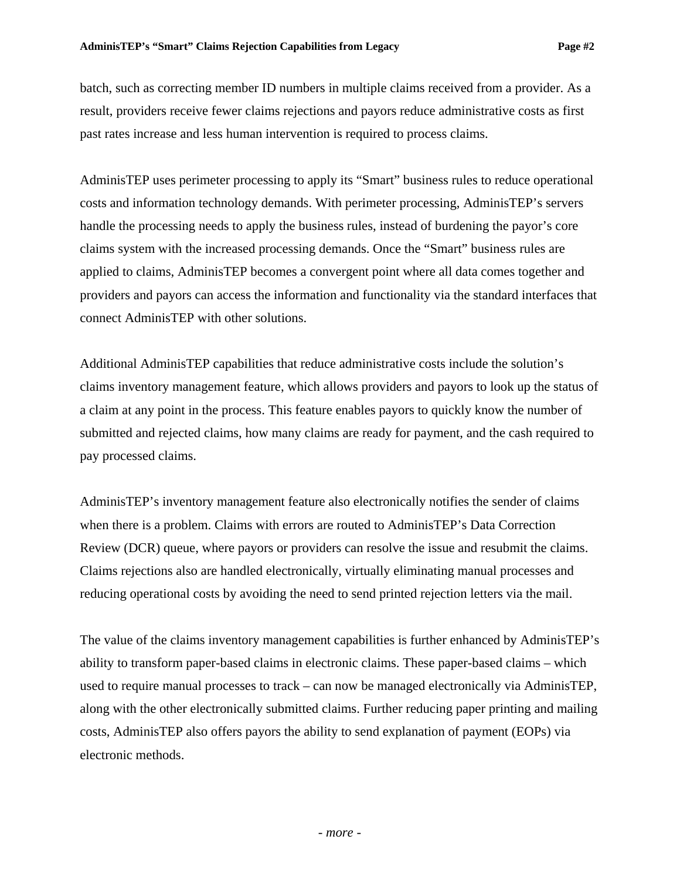batch, such as correcting member ID numbers in multiple claims received from a provider. As a result, providers receive fewer claims rejections and payors reduce administrative costs as first past rates increase and less human intervention is required to process claims.

AdminisTEP uses perimeter processing to apply its “Smart” business rules to reduce operational costs and information technology demands. With perimeter processing, AdminisTEP’s servers handle the processing needs to apply the business rules, instead of burdening the payor’s core claims system with the increased processing demands. Once the “Smart” business rules are applied to claims, AdminisTEP becomes a convergent point where all data comes together and providers and payors can access the information and functionality via the standard interfaces that connect AdminisTEP with other solutions.

Additional AdminisTEP capabilities that reduce administrative costs include the solution’s claims inventory management feature, which allows providers and payors to look up the status of a claim at any point in the process. This feature enables payors to quickly know the number of submitted and rejected claims, how many claims are ready for payment, and the cash required to pay processed claims.

AdminisTEP’s inventory management feature also electronically notifies the sender of claims when there is a problem. Claims with errors are routed to AdminisTEP’s Data Correction Review (DCR) queue, where payors or providers can resolve the issue and resubmit the claims. Claims rejections also are handled electronically, virtually eliminating manual processes and reducing operational costs by avoiding the need to send printed rejection letters via the mail.

The value of the claims inventory management capabilities is further enhanced by AdminisTEP’s ability to transform paper-based claims in electronic claims. These paper-based claims – which used to require manual processes to track – can now be managed electronically via AdminisTEP, along with the other electronically submitted claims. Further reducing paper printing and mailing costs, AdminisTEP also offers payors the ability to send explanation of payment (EOPs) via electronic methods.

*- more -*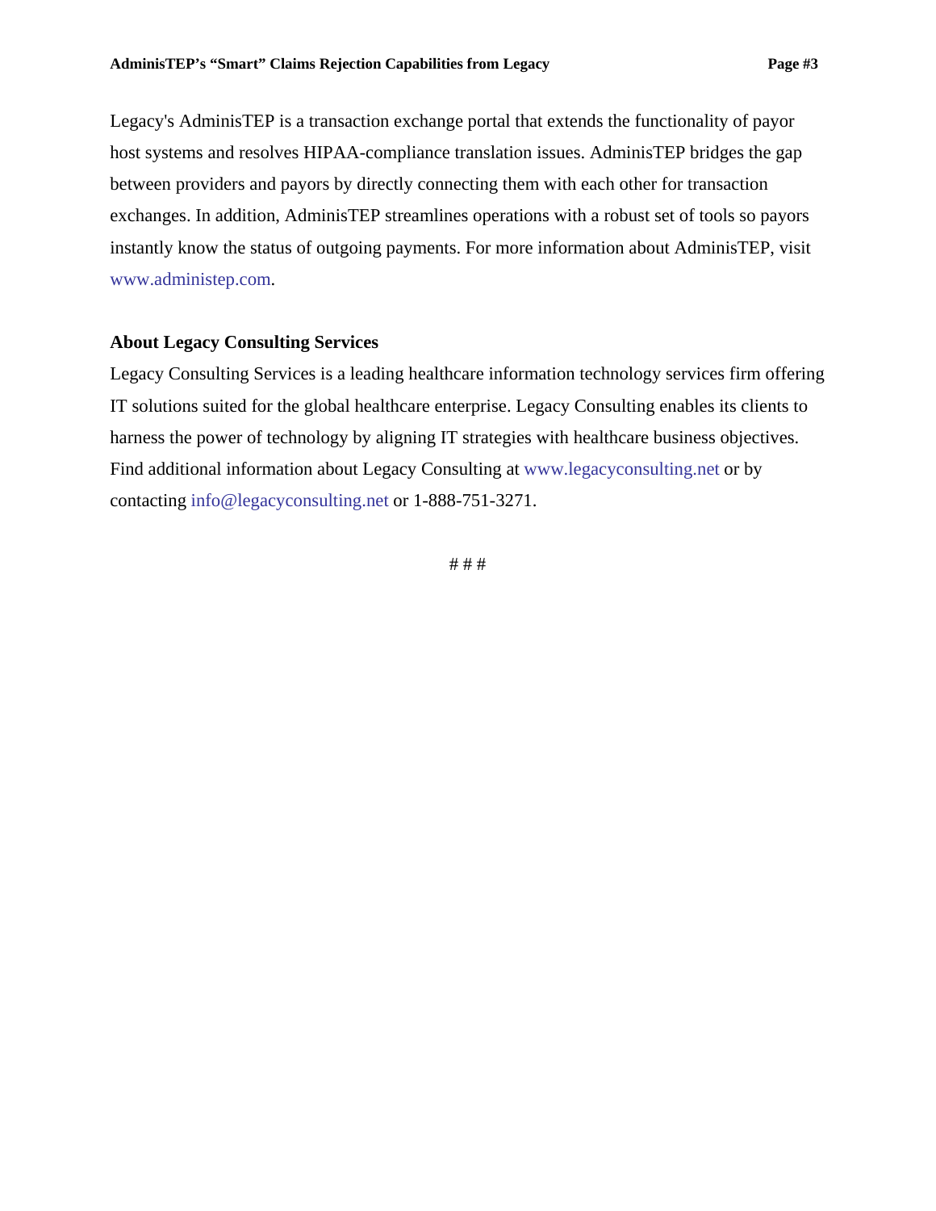Legacy's AdminisTEP is a transaction exchange portal that extends the functionality of payor host systems and resolves HIPAA-compliance translation issues. AdminisTEP bridges the gap between providers and payors by directly connecting them with each other for transaction exchanges. In addition, AdminisTEP streamlines operations with a robust set of tools so payors instantly know the status of outgoing payments. For more information about AdminisTEP, visit www.administep.com.

**About Legacy Consulting Services**

Legacy Consulting Services is a leading healthcare information technology services firm offering IT solutions suited for the global healthcare enterprise. Legacy Consulting enables its clients to harness the power of technology by aligning IT strategies with healthcare business objectives. Find additional information about Legacy Consulting at www.legacyconsulting.net or by contacting info@legacyconsulting.net or 1-888-751-3271.

# # #